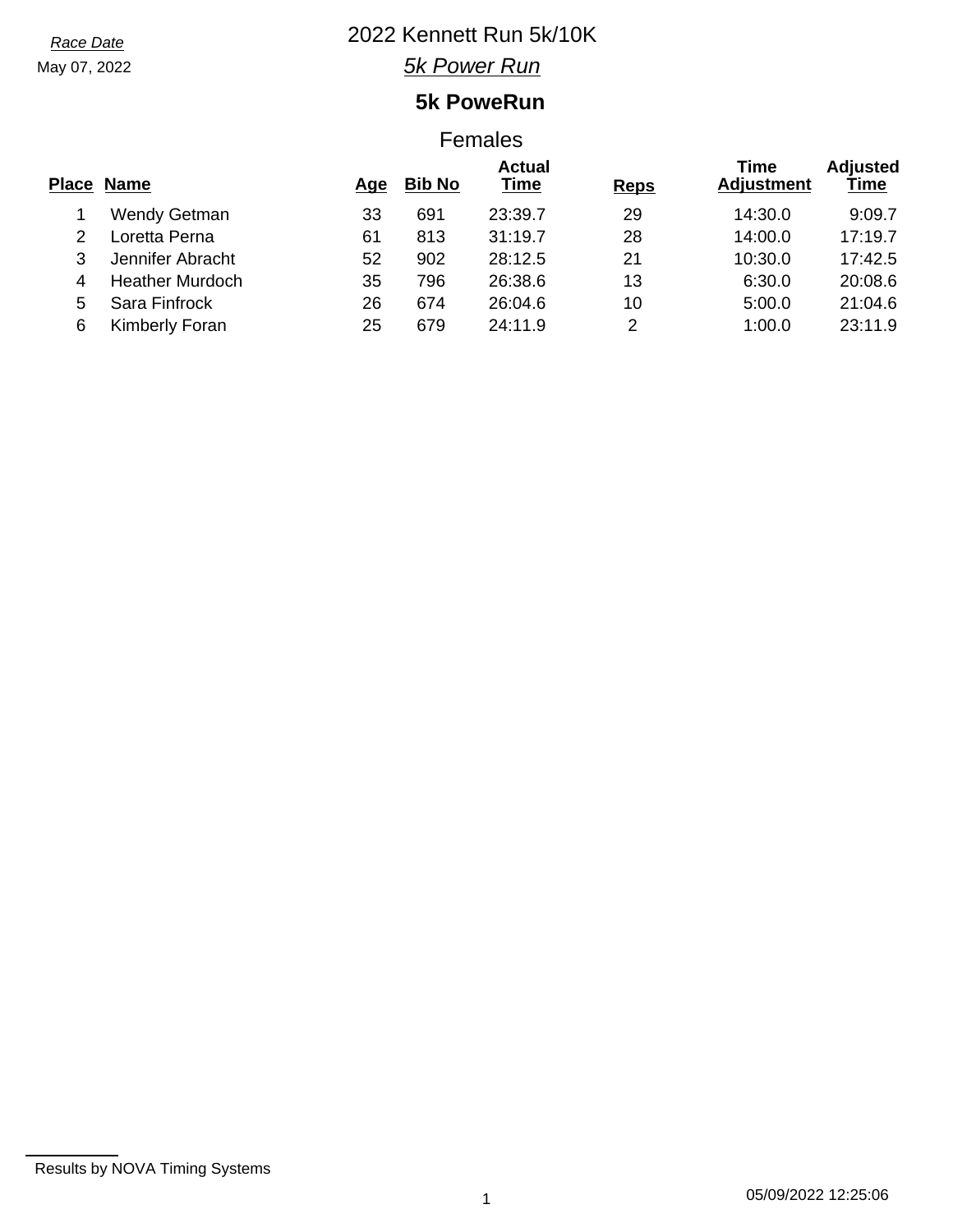*Race Date*

May 07, 2022

# 2022 Kennett Run 5k/10K

## *5k Power Run*

### 5k PoweRun

Females

| Place | Name | Age | Bib No | Actual Time | Reps | Time Adjustment | Adjusted Time |
|---|---|---|---|---|---|---|---|
| 1 | Wendy Getman | 33 | 691 | 23:39.7 | 29 | 14:30.0 | 9:09.7 |
| 2 | Loretta Perna | 61 | 813 | 31:19.7 | 28 | 14:00.0 | 17:19.7 |
| 3 | Jennifer Abracht | 52 | 902 | 28:12.5 | 21 | 10:30.0 | 17:42.5 |
| 4 | Heather Murdoch | 35 | 796 | 26:38.6 | 13 | 6:30.0 | 20:08.6 |
| 5 | Sara Finfrock | 26 | 674 | 26:04.6 | 10 | 5:00.0 | 21:04.6 |
| 6 | Kimberly Foran | 25 | 679 | 24:11.9 | 2 | 1:00.0 | 23:11.9 |

Results by NOVA Timing Systems

05/09/2022 12:25:06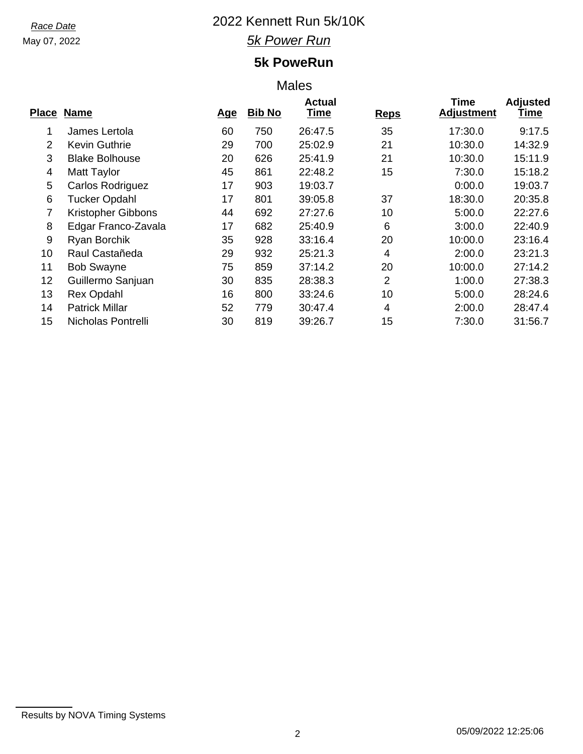*Race Date*

May 07, 2022

# 2022 Kennett Run 5k/10K

## *5k Power Run*

### 5k PoweRun

Males

| Place | Name | Age | Bib No | Actual Time | Reps | Time Adjustment | Adjusted Time |
|---|---|---|---|---|---|---|---|
| 1 | James Lertola | 60 | 750 | 26:47.5 | 35 | 17:30.0 | 9:17.5 |
| 2 | Kevin Guthrie | 29 | 700 | 25:02.9 | 21 | 10:30.0 | 14:32.9 |
| 3 | Blake Bolhouse | 20 | 626 | 25:41.9 | 21 | 10:30.0 | 15:11.9 |
| 4 | Matt Taylor | 45 | 861 | 22:48.2 | 15 | 7:30.0 | 15:18.2 |
| 5 | Carlos Rodriguez | 17 | 903 | 19:03.7 | | 0:00.0 | 19:03.7 |
| 6 | Tucker Opdahl | 17 | 801 | 39:05.8 | 37 | 18:30.0 | 20:35.8 |
| 7 | Kristopher Gibbons | 44 | 692 | 27:27.6 | 10 | 5:00.0 | 22:27.6 |
| 8 | Edgar Franco-Zavala | 17 | 682 | 25:40.9 | 6 | 3:00.0 | 22:40.9 |
| 9 | Ryan Borchik | 35 | 928 | 33:16.4 | 20 | 10:00.0 | 23:16.4 |
| 10 | Raul Castañeda | 29 | 932 | 25:21.3 | 4 | 2:00.0 | 23:21.3 |
| 11 | Bob Swayne | 75 | 859 | 37:14.2 | 20 | 10:00.0 | 27:14.2 |
| 12 | Guillermo Sanjuan | 30 | 835 | 28:38.3 | 2 | 1:00.0 | 27:38.3 |
| 13 | Rex Opdahl | 16 | 800 | 33:24.6 | 10 | 5:00.0 | 28:24.6 |
| 14 | Patrick Millar | 52 | 779 | 30:47.4 | 4 | 2:00.0 | 28:47.4 |
| 15 | Nicholas Pontrelli | 30 | 819 | 39:26.7 | 15 | 7:30.0 | 31:56.7 |

Results by NOVA Timing Systems

05/09/2022 12:25:06